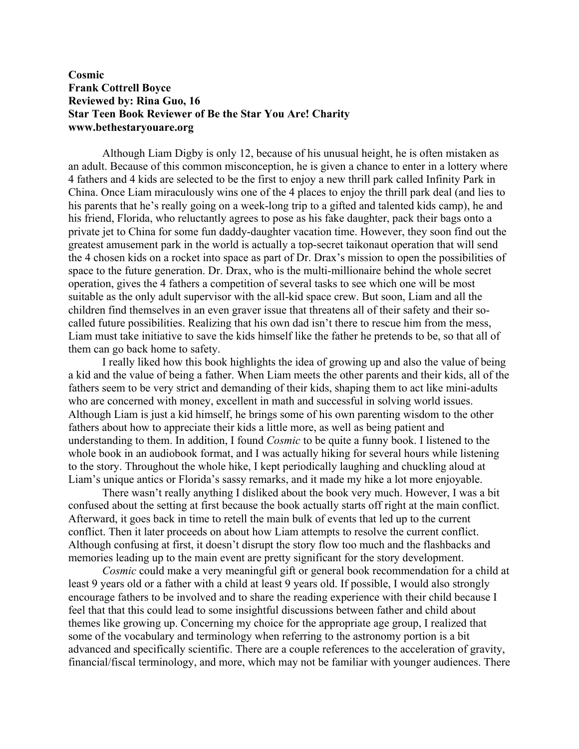**Cosmic**
**Frank Cottrell Boyce**
**Reviewed by: Rina Guo, 16**
**Star Teen Book Reviewer of Be the Star You Are! Charity**
**www.bethestaryouare.org**

Although Liam Digby is only 12, because of his unusual height, he is often mistaken as an adult. Because of this common misconception, he is given a chance to enter in a lottery where 4 fathers and 4 kids are selected to be the first to enjoy a new thrill park called Infinity Park in China. Once Liam miraculously wins one of the 4 places to enjoy the thrill park deal (and lies to his parents that he's really going on a week-long trip to a gifted and talented kids camp), he and his friend, Florida, who reluctantly agrees to pose as his fake daughter, pack their bags onto a private jet to China for some fun daddy-daughter vacation time. However, they soon find out the greatest amusement park in the world is actually a top-secret taikonaut operation that will send the 4 chosen kids on a rocket into space as part of Dr. Drax's mission to open the possibilities of space to the future generation. Dr. Drax, who is the multi-millionaire behind the whole secret operation, gives the 4 fathers a competition of several tasks to see which one will be most suitable as the only adult supervisor with the all-kid space crew. But soon, Liam and all the children find themselves in an even graver issue that threatens all of their safety and their so-called future possibilities. Realizing that his own dad isn't there to rescue him from the mess, Liam must take initiative to save the kids himself like the father he pretends to be, so that all of them can go back home to safety.

I really liked how this book highlights the idea of growing up and also the value of being a kid and the value of being a father. When Liam meets the other parents and their kids, all of the fathers seem to be very strict and demanding of their kids, shaping them to act like mini-adults who are concerned with money, excellent in math and successful in solving world issues. Although Liam is just a kid himself, he brings some of his own parenting wisdom to the other fathers about how to appreciate their kids a little more, as well as being patient and understanding to them. In addition, I found *Cosmic* to be quite a funny book. I listened to the whole book in an audiobook format, and I was actually hiking for several hours while listening to the story. Throughout the whole hike, I kept periodically laughing and chuckling aloud at Liam's unique antics or Florida's sassy remarks, and it made my hike a lot more enjoyable.

There wasn't really anything I disliked about the book very much. However, I was a bit confused about the setting at first because the book actually starts off right at the main conflict. Afterward, it goes back in time to retell the main bulk of events that led up to the current conflict. Then it later proceeds on about how Liam attempts to resolve the current conflict. Although confusing at first, it doesn't disrupt the story flow too much and the flashbacks and memories leading up to the main event are pretty significant for the story development.

*Cosmic* could make a very meaningful gift or general book recommendation for a child at least 9 years old or a father with a child at least 9 years old. If possible, I would also strongly encourage fathers to be involved and to share the reading experience with their child because I feel that that this could lead to some insightful discussions between father and child about themes like growing up. Concerning my choice for the appropriate age group, I realized that some of the vocabulary and terminology when referring to the astronomy portion is a bit advanced and specifically scientific. There are a couple references to the acceleration of gravity, financial/fiscal terminology, and more, which may not be familiar with younger audiences. There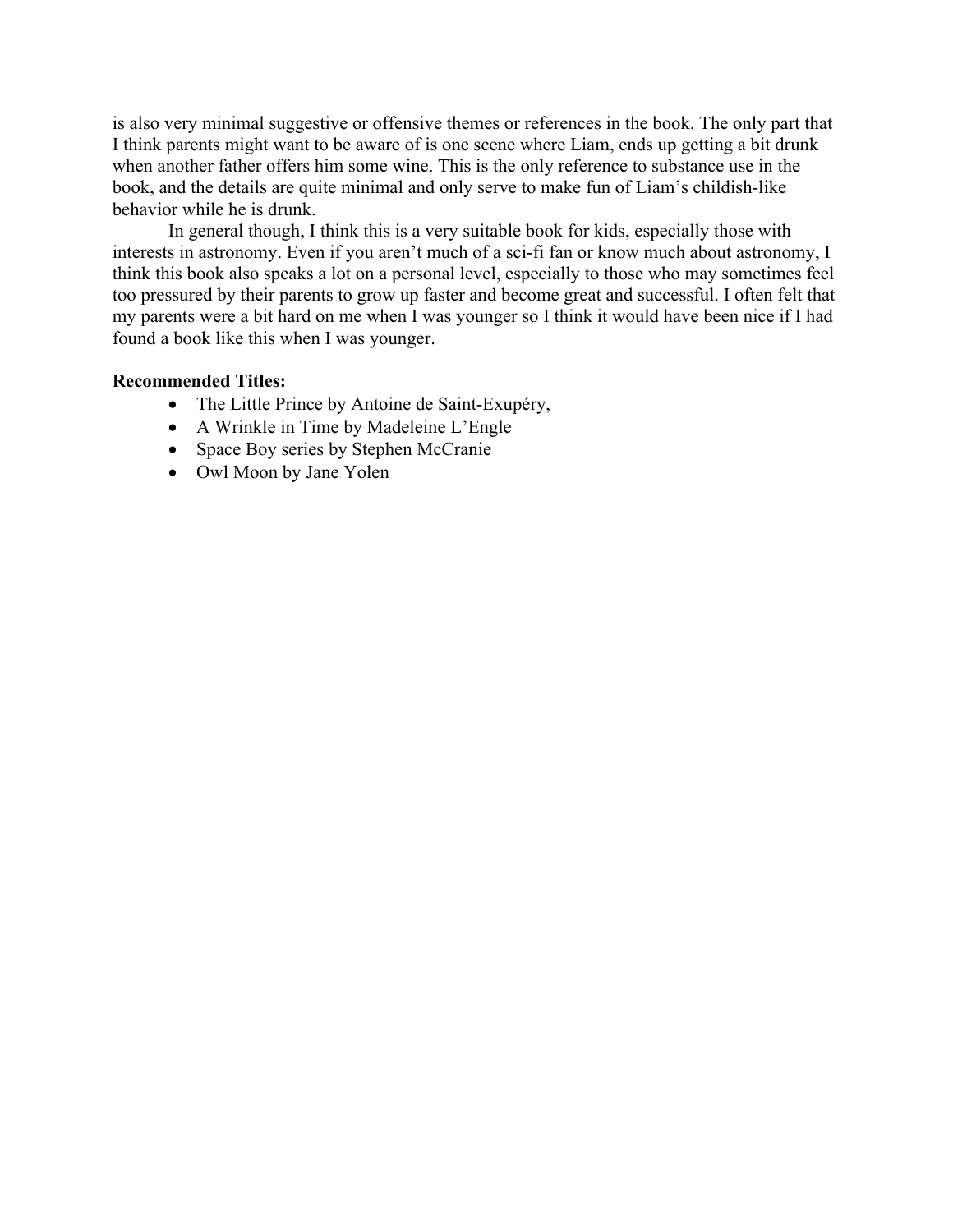is also very minimal suggestive or offensive themes or references in the book. The only part that I think parents might want to be aware of is one scene where Liam, ends up getting a bit drunk when another father offers him some wine. This is the only reference to substance use in the book, and the details are quite minimal and only serve to make fun of Liam's childish-like behavior while he is drunk.

In general though, I think this is a very suitable book for kids, especially those with interests in astronomy. Even if you aren't much of a sci-fi fan or know much about astronomy, I think this book also speaks a lot on a personal level, especially to those who may sometimes feel too pressured by their parents to grow up faster and become great and successful. I often felt that my parents were a bit hard on me when I was younger so I think it would have been nice if I had found a book like this when I was younger.

**Recommended Titles:**

- The Little Prince by Antoine de Saint-Exupéry,
- A Wrinkle in Time by Madeleine L'Engle
- Space Boy series by Stephen McCranie
- Owl Moon by Jane Yolen